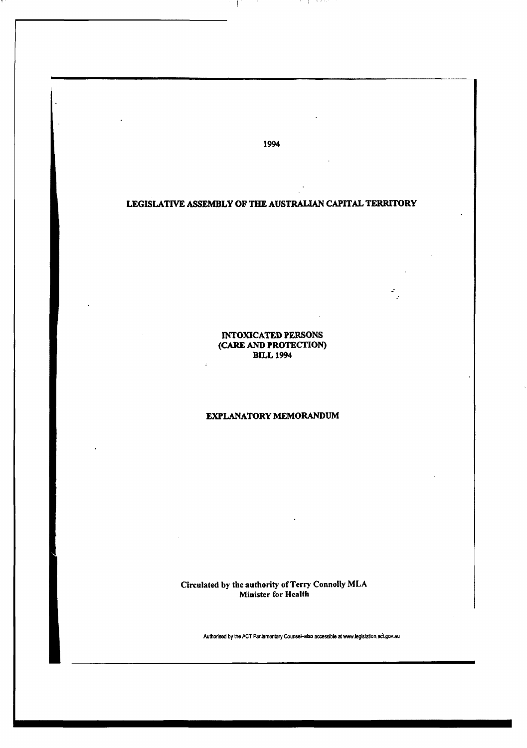1994

# LEGISLATIVE ASSEMBLY OF THE AUSTRALIAN CAPITAL TERRITORY

## INTOXICATED PERSONS (CARE AND PROTECTION) BILL 1994

## EXPLANATORY MEMORANDUM

**Circulated by the authority of Terry Connolly MLA**
**Minister for Health**

Authorised by the ACT Parliamentary Counsel–also accessible at www.legislation.act.gov.au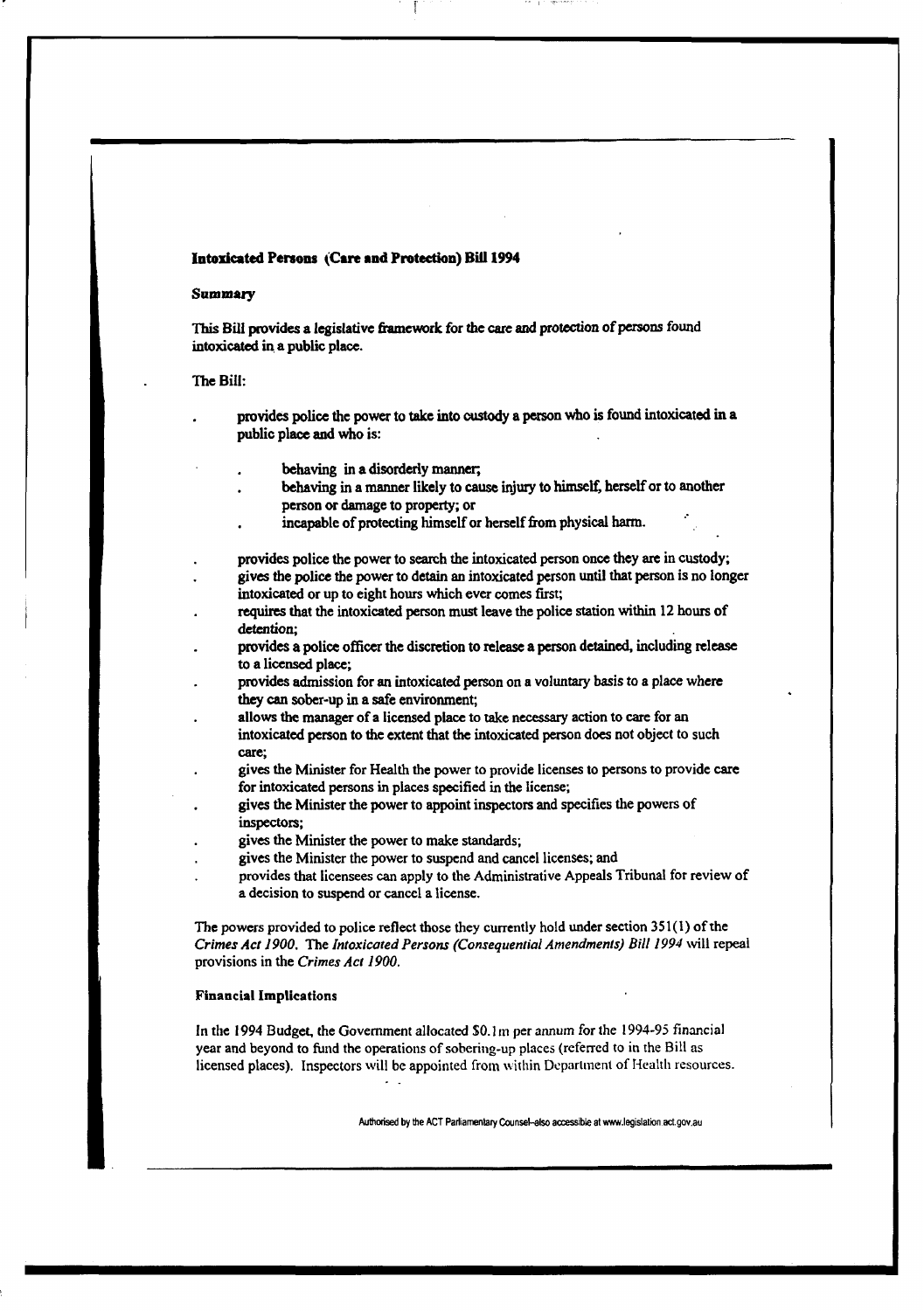**Intoxicated Persons (Care and Protection) Bill 1994**

**Summary**

This Bill provides a legislative framework for the care and protection of persons found intoxicated in a public place.

The Bill:

- provides police the power to take into custody a person who is found intoxicated in a public place and who is:
  - behaving in a disorderly manner;
  - behaving in a manner likely to cause injury to himself, herself or to another person or damage to property; or
  - incapable of protecting himself or herself from physical harm.
- provides police the power to search the intoxicated person once they are in custody;
- gives the police the power to detain an intoxicated person until that person is no longer intoxicated or up to eight hours which ever comes first;
- requires that the intoxicated person must leave the police station within 12 hours of detention;
- provides a police officer the discretion to release a person detained, including release to a licensed place;
- provides admission for an intoxicated person on a voluntary basis to a place where they can sober-up in a safe environment;
- allows the manager of a licensed place to take necessary action to care for an intoxicated person to the extent that the intoxicated person does not object to such care;
- gives the Minister for Health the power to provide licenses to persons to provide care for intoxicated persons in places specified in the license;
- gives the Minister the power to appoint inspectors and specifies the powers of inspectors;
- gives the Minister the power to make standards;
- gives the Minister the power to suspend and cancel licenses; and
- provides that licensees can apply to the Administrative Appeals Tribunal for review of a decision to suspend or cancel a license.

The powers provided to police reflect those they currently hold under section 351(1) of the *Crimes Act 1900*. The *Intoxicated Persons (Consequential Amendments) Bill 1994* will repeal provisions in the *Crimes Act 1900*.

**Financial Implications**

In the 1994 Budget, the Government allocated $0.1m per annum for the 1994-95 financial year and beyond to fund the operations of sobering-up places (referred to in the Bill as licensed places). Inspectors will be appointed from within Department of Health resources.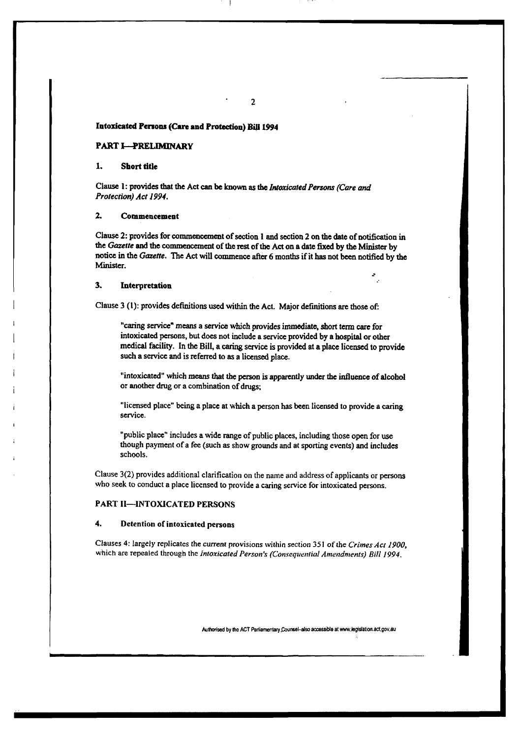**Intoxicated Persons (Care and Protection) Bill 1994**

## PART I—PRELIMINARY

### 1. Short title

Clause 1: provides that the Act can be known as the *Intoxicated Persons (Care and Protection) Act 1994*.

### 2. Commencement

Clause 2: provides for commencement of section 1 and section 2 on the date of notification in the *Gazette* and the commencement of the rest of the Act on a date fixed by the Minister by notice in the *Gazette*. The Act will commence after 6 months if it has not been notified by the Minister.

### 3. Interpretation

Clause 3 (1): provides definitions used within the Act. Major definitions are those of:

> "caring service" means a service which provides immediate, short term care for intoxicated persons, but does not include a service provided by a hospital or other medical facility. In the Bill, a caring service is provided at a place licensed to provide such a service and is referred to as a licensed place.
>
> "intoxicated" which means that the person is apparently under the influence of alcohol or another drug or a combination of drugs;
>
> "licensed place" being a place at which a person has been licensed to provide a caring service.
>
> "public place" includes a wide range of public places, including those open for use though payment of a fee (such as show grounds and at sporting events) and includes schools.

Clause 3(2) provides additional clarification on the name and address of applicants or persons who seek to conduct a place licensed to provide a caring service for intoxicated persons.

## PART II—INTOXICATED PERSONS

### 4. Detention of intoxicated persons

Clauses 4: largely replicates the current provisions within section 351 of the *Crimes Act 1900*, which are repealed through the *Intoxicated Person's (Consequential Amendments) Bill 1994*.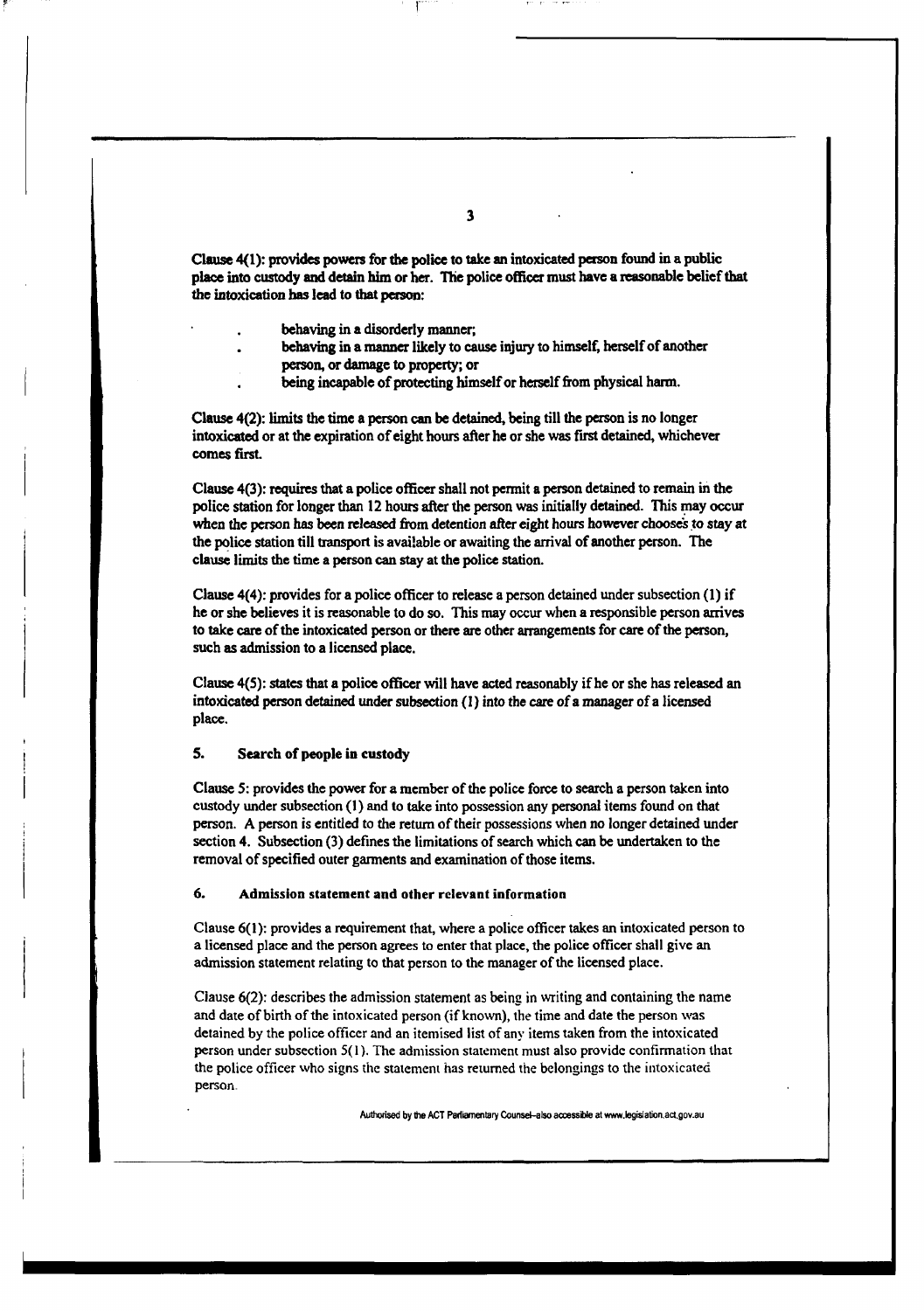Clause 4(1): provides powers for the police to take an intoxicated person found in a public place into custody and detain him or her. The police officer must have a reasonable belief that the intoxication has lead to that person:

- behaving in a disorderly manner;
- behaving in a manner likely to cause injury to himself, herself of another person, or damage to property; or
- being incapable of protecting himself or herself from physical harm.

Clause 4(2): limits the time a person can be detained, being till the person is no longer intoxicated or at the expiration of eight hours after he or she was first detained, whichever comes first.

Clause 4(3): requires that a police officer shall not permit a person detained to remain in the police station for longer than 12 hours after the person was initially detained. This may occur when the person has been released from detention after eight hours however chooses to stay at the police station till transport is available or awaiting the arrival of another person. The clause limits the time a person can stay at the police station.

Clause 4(4): provides for a police officer to release a person detained under subsection (1) if he or she believes it is reasonable to do so. This may occur when a responsible person arrives to take care of the intoxicated person or there are other arrangements for care of the person, such as admission to a licensed place.

Clause 4(5): states that a police officer will have acted reasonably if he or she has released an intoxicated person detained under subsection (1) into the care of a manager of a licensed place.

### 5. Search of people in custody

Clause 5: provides the power for a member of the police force to search a person taken into custody under subsection (1) and to take into possession any personal items found on that person. A person is entitled to the return of their possessions when no longer detained under section 4. Subsection (3) defines the limitations of search which can be undertaken to the removal of specified outer garments and examination of those items.

### 6. Admission statement and other relevant information

Clause 6(1): provides a requirement that, where a police officer takes an intoxicated person to a licensed place and the person agrees to enter that place, the police officer shall give an admission statement relating to that person to the manager of the licensed place.

Clause 6(2): describes the admission statement as being in writing and containing the name and date of birth of the intoxicated person (if known), the time and date the person was detained by the police officer and an itemised list of any items taken from the intoxicated person under subsection 5(1). The admission statement must also provide confirmation that the police officer who signs the statement has returned the belongings to the intoxicated person.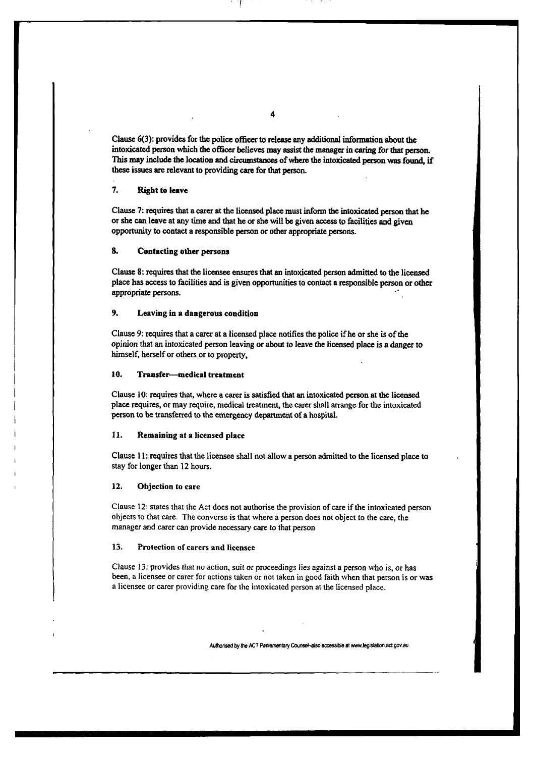Clause 6(3): provides for the police officer to release any additional information about the intoxicated person which the officer believes may assist the manager in caring for that person. This may include the location and circumstances of where the intoxicated person was found, if these issues are relevant to providing care for that person.

## 7. Right to leave

Clause 7: requires that a carer at the licensed place must inform the intoxicated person that he or she can leave at any time and that he or she will be given access to facilities and given opportunity to contact a responsible person or other appropriate persons.

## 8. Contacting other persons

Clause 8: requires that the licensee ensures that an intoxicated person admitted to the licensed place has access to facilities and is given opportunities to contact a responsible person or other appropriate persons.

## 9. Leaving in a dangerous condition

Clause 9: requires that a carer at a licensed place notifies the police if he or she is of the opinion that an intoxicated person leaving or about to leave the licensed place is a danger to himself, herself or others or to property,

## 10. Transfer—medical treatment

Clause 10: requires that, where a carer is satisfied that an intoxicated person at the licensed place requires, or may require, medical treatment, the carer shall arrange for the intoxicated person to be transferred to the emergency department of a hospital.

## 11. Remaining at a licensed place

Clause 11: requires that the licensee shall not allow a person admitted to the licensed place to stay for longer than 12 hours.

## 12. Objection to care

Clause 12: states that the Act does not authorise the provision of care if the intoxicated person objects to that care. The converse is that where a person does not object to the care, the manager and carer can provide necessary care to that person

## 13. Protection of carers and licensee

Clause 13: provides that no action, suit or proceedings lies against a person who is, or has been, a licensee or carer for actions taken or not taken in good faith when that person is or was a licensee or carer providing care for the intoxicated person at the licensed place.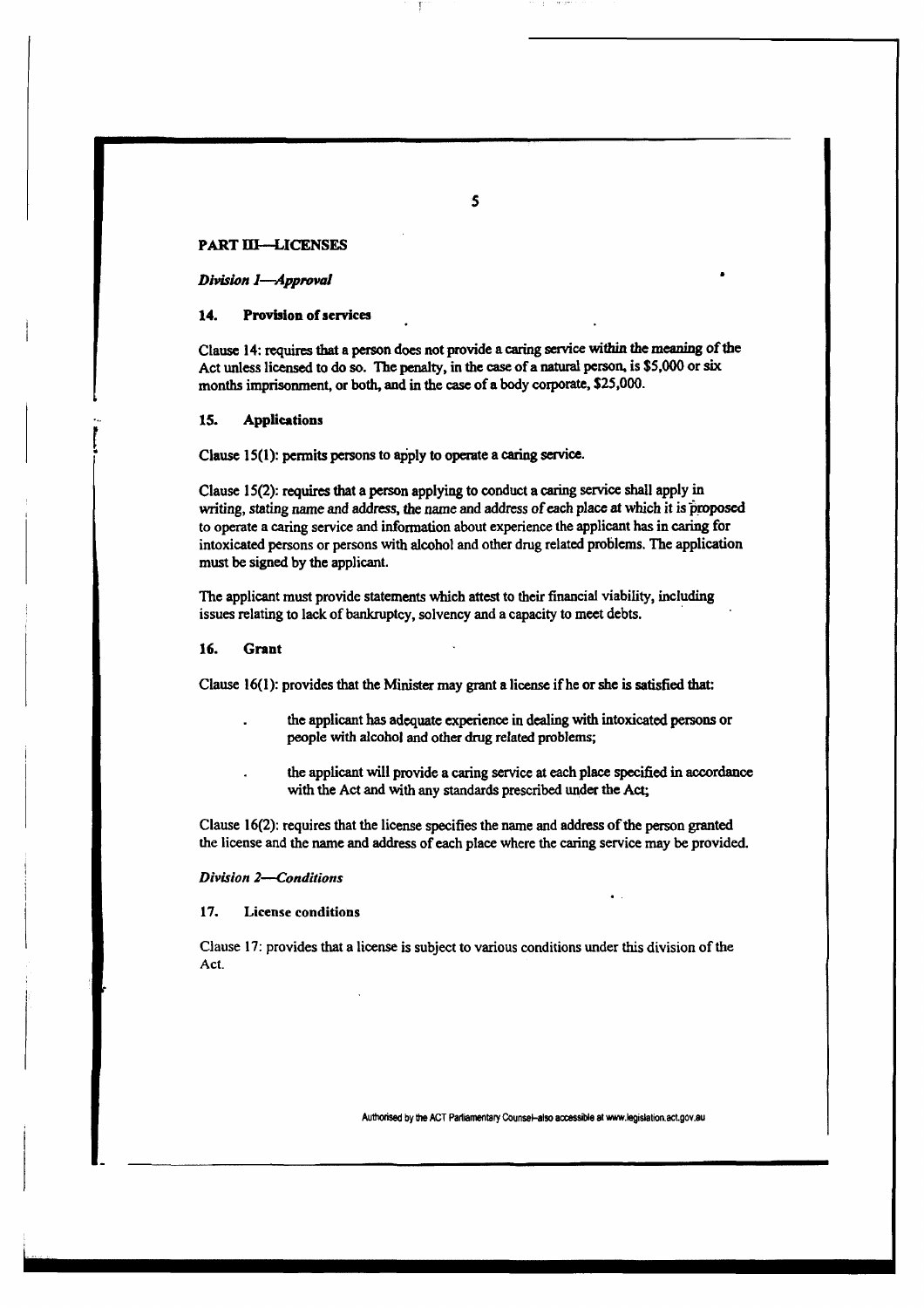## PART III—LICENSES

### *Division 1—Approval*

#### 14. Provision of services

Clause 14: requires that a person does not provide a caring service within the meaning of the Act unless licensed to do so. The penalty, in the case of a natural person, is $5,000 or six months imprisonment, or both, and in the case of a body corporate, $25,000.

#### 15. Applications

Clause 15(1): permits persons to apply to operate a caring service.

Clause 15(2): requires that a person applying to conduct a caring service shall apply in writing, stating name and address, the name and address of each place at which it is proposed to operate a caring service and information about experience the applicant has in caring for intoxicated persons or persons with alcohol and other drug related problems. The application must be signed by the applicant.

The applicant must provide statements which attest to their financial viability, including issues relating to lack of bankruptcy, solvency and a capacity to meet debts.

#### 16. Grant

Clause 16(1): provides that the Minister may grant a license if he or she is satisfied that:

- the applicant has adequate experience in dealing with intoxicated persons or people with alcohol and other drug related problems;
- the applicant will provide a caring service at each place specified in accordance with the Act and with any standards prescribed under the Act;

Clause 16(2): requires that the license specifies the name and address of the person granted the license and the name and address of each place where the caring service may be provided.

### *Division 2—Conditions*

#### 17. License conditions

Clause 17: provides that a license is subject to various conditions under this division of the Act.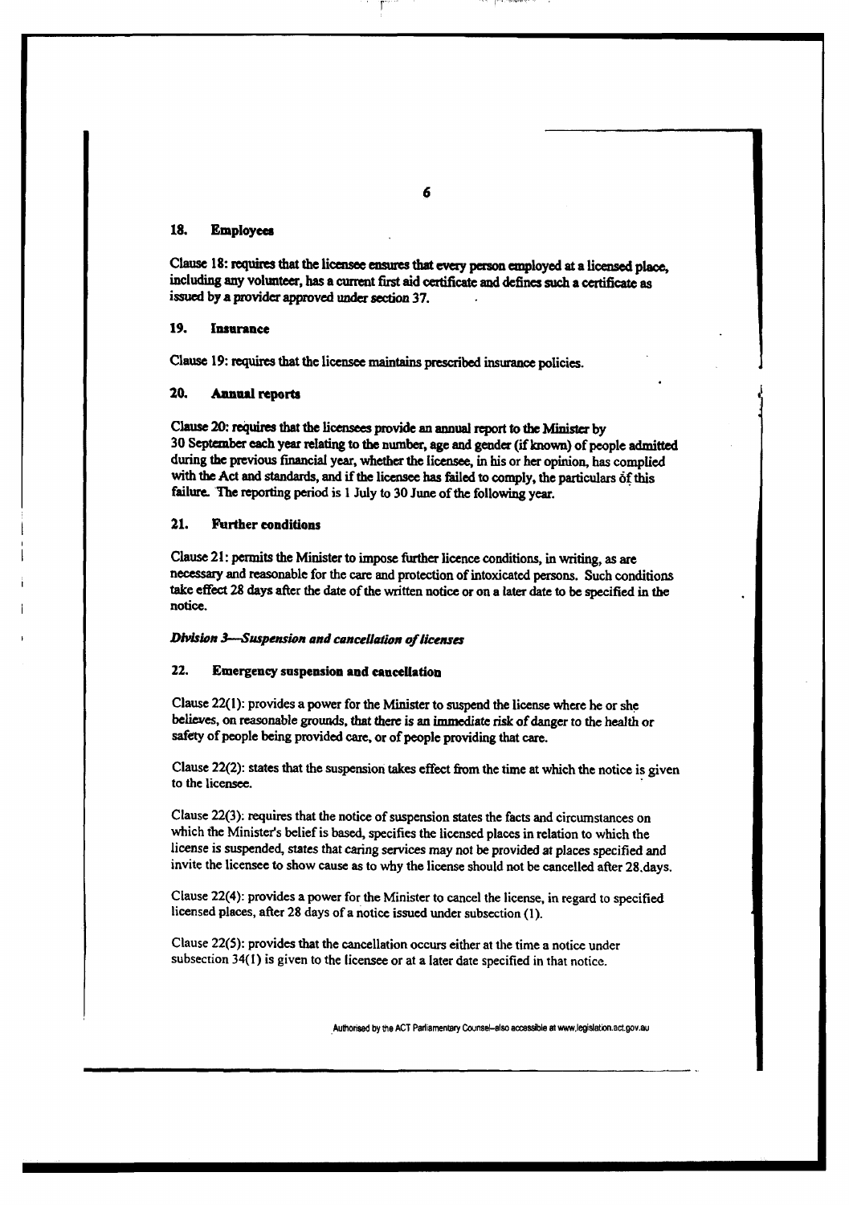## 18. Employees

Clause 18: requires that the licensee ensures that every person employed at a licensed place, including any volunteer, has a current first aid certificate and defines such a certificate as issued by a provider approved under section 37.

## 19. Insurance

Clause 19: requires that the licensee maintains prescribed insurance policies.

## 20. Annual reports

Clause 20: requires that the licensees provide an annual report to the Minister by 30 September each year relating to the number, age and gender (if known) of people admitted during the previous financial year, whether the licensee, in his or her opinion, has complied with the Act and standards, and if the licensee has failed to comply, the particulars of this failure. The reporting period is 1 July to 30 June of the following year.

## 21. Further conditions

Clause 21: permits the Minister to impose further licence conditions, in writing, as are necessary and reasonable for the care and protection of intoxicated persons. Such conditions take effect 28 days after the date of the written notice or on a later date to be specified in the notice.

### *Division 3—Suspension and cancellation of licenses*

## 22. Emergency suspension and cancellation

Clause 22(1): provides a power for the Minister to suspend the license where he or she believes, on reasonable grounds, that there is an immediate risk of danger to the health or safety of people being provided care, or of people providing that care.

Clause 22(2): states that the suspension takes effect from the time at which the notice is given to the licensee.

Clause 22(3): requires that the notice of suspension states the facts and circumstances on which the Minister's belief is based, specifies the licensed places in relation to which the license is suspended, states that caring services may not be provided at places specified and invite the licensee to show cause as to why the license should not be cancelled after 28 days.

Clause 22(4): provides a power for the Minister to cancel the license, in regard to specified licensed places, after 28 days of a notice issued under subsection (1).

Clause 22(5): provides that the cancellation occurs either at the time a notice under subsection 34(1) is given to the licensee or at a later date specified in that notice.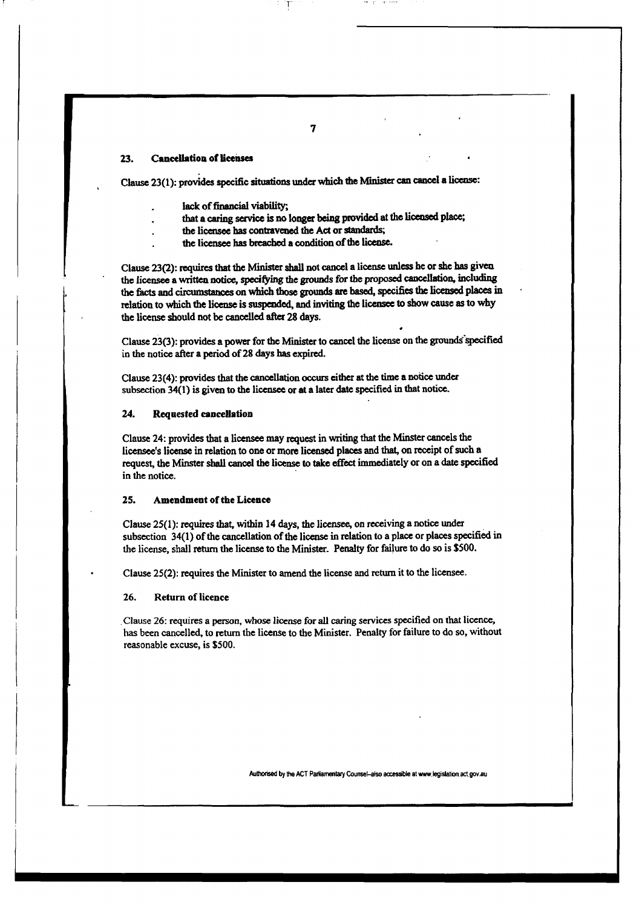## 23. Cancellation of licenses

Clause 23(1): provides specific situations under which the Minister can cancel a license:

- lack of financial viability;
- that a caring service is no longer being provided at the licensed place;
- the licensee has contravened the Act or standards;
- the licensee has breached a condition of the license.

Clause 23(2): requires that the Minister shall not cancel a license unless he or she has given the licensee a written notice, specifying the grounds for the proposed cancellation, including the facts and circumstances on which those grounds are based, specifies the licensed places in relation to which the license is suspended, and inviting the licensee to show cause as to why the license should not be cancelled after 28 days.

Clause 23(3): provides a power for the Minister to cancel the license on the grounds specified in the notice after a period of 28 days has expired.

Clause 23(4): provides that the cancellation occurs either at the time a notice under subsection 34(1) is given to the licensee or at a later date specified in that notice.

## 24. Requested cancellation

Clause 24: provides that a licensee may request in writing that the Minster cancels the licensee's license in relation to one or more licensed places and that, on receipt of such a request, the Minster shall cancel the license to take effect immediately or on a date specified in the notice.

## 25. Amendment of the Licence

Clause 25(1): requires that, within 14 days, the licensee, on receiving a notice under subsection 34(1) of the cancellation of the license in relation to a place or places specified in the license, shall return the license to the Minister. Penalty for failure to do so is $500.

Clause 25(2): requires the Minister to amend the license and return it to the licensee.

## 26. Return of licence

Clause 26: requires a person, whose license for all caring services specified on that licence, has been cancelled, to return the license to the Minister. Penalty for failure to do so, without reasonable excuse, is $500.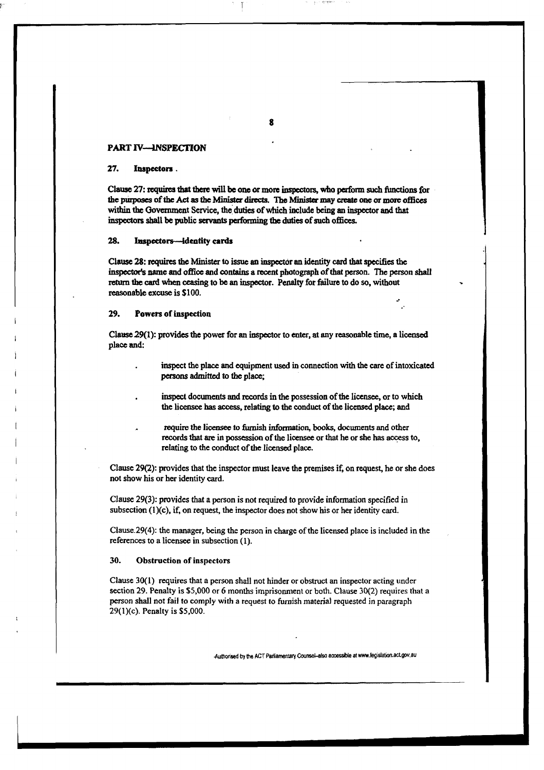## PART IV—INSPECTION

### 27. Inspectors

Clause 27: requires that there will be one or more inspectors, who perform such functions for the purposes of the Act as the Minister directs. The Minister may create one or more offices within the Government Service, the duties of which include being an inspector and that inspectors shall be public servants performing the duties of such offices.

### 28. Inspectors—identity cards

Clause 28: requires the Minister to issue an inspector an identity card that specifies the inspector's name and office and contains a recent photograph of that person. The person shall return the card when ceasing to be an inspector. Penalty for failure to do so, without reasonable excuse is $100.

### 29. Powers of inspection

Clause 29(1): provides the power for an inspector to enter, at any reasonable time, a licensed place and:

- inspect the place and equipment used in connection with the care of intoxicated persons admitted to the place;
- inspect documents and records in the possession of the licensee, or to which the licensee has access, relating to the conduct of the licensed place; and
- require the licensee to furnish information, books, documents and other records that are in possession of the licensee or that he or she has access to, relating to the conduct of the licensed place.

Clause 29(2): provides that the inspector must leave the premises if, on request, he or she does not show his or her identity card.

Clause 29(3): provides that a person is not required to provide information specified in subsection (1)(c), if, on request, the inspector does not show his or her identity card.

Clause 29(4): the manager, being the person in charge of the licensed place is included in the references to a licensee in subsection (1).

### 30. Obstruction of inspectors

Clause 30(1) requires that a person shall not hinder or obstruct an inspector acting under section 29. Penalty is $5,000 or 6 months imprisonment or both. Clause 30(2) requires that a person shall not fail to comply with a request to furnish material requested in paragraph 29(1)(c). Penalty is $5,000.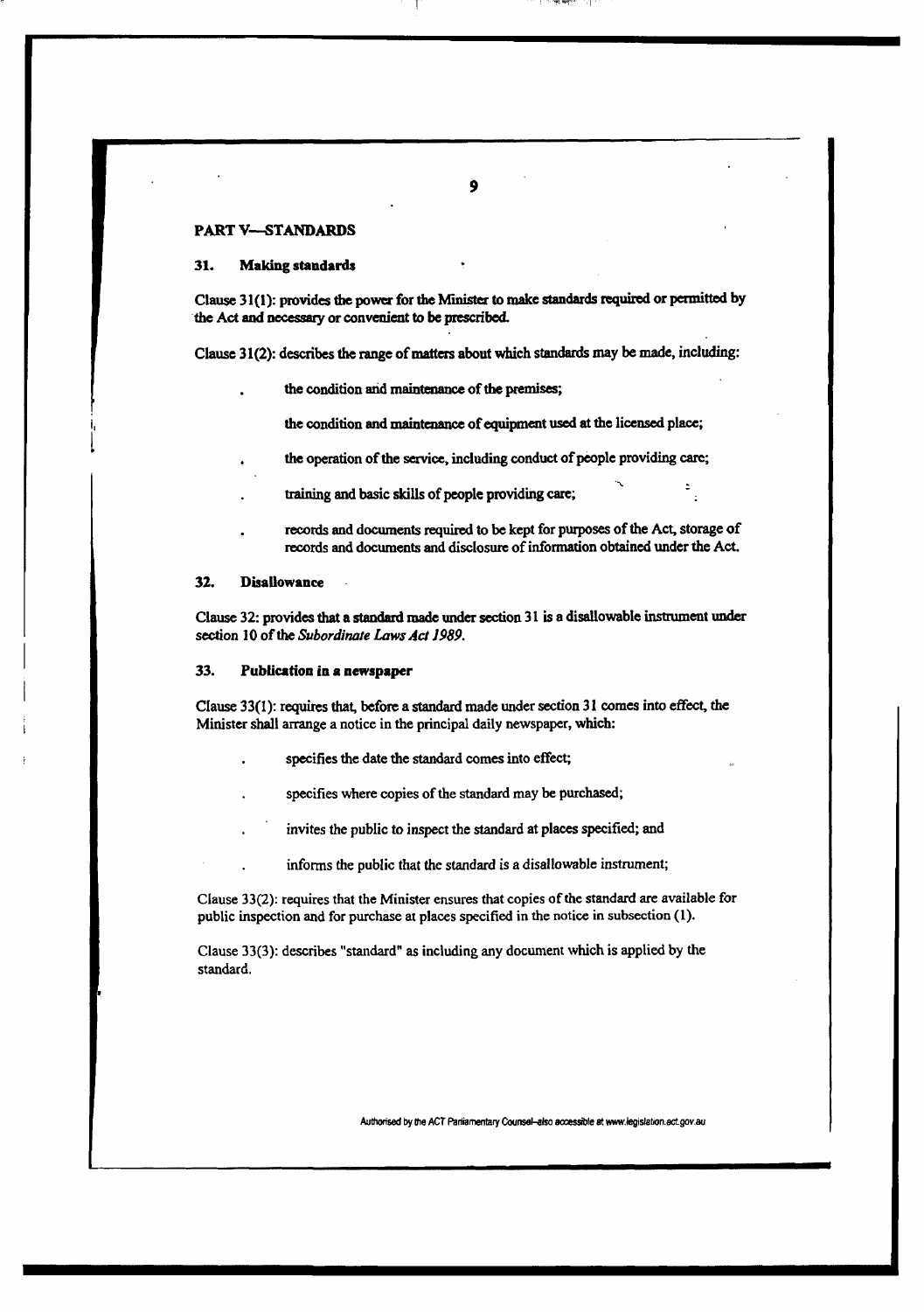## PART V—STANDARDS

### 31. Making standards

Clause 31(1): provides the power for the Minister to make standards required or permitted by the Act and necessary or convenient to be prescribed.

Clause 31(2): describes the range of matters about which standards may be made, including:

- the condition and maintenance of the premises;
- the condition and maintenance of equipment used at the licensed place;
- the operation of the service, including conduct of people providing care;
- training and basic skills of people providing care;
- records and documents required to be kept for purposes of the Act, storage of records and documents and disclosure of information obtained under the Act.

### 32. Disallowance

Clause 32: provides that a standard made under section 31 is a disallowable instrument under section 10 of the *Subordinate Laws Act 1989*.

### 33. Publication in a newspaper

Clause 33(1): requires that, before a standard made under section 31 comes into effect, the Minister shall arrange a notice in the principal daily newspaper, which:

- specifies the date the standard comes into effect;
- specifies where copies of the standard may be purchased;
- invites the public to inspect the standard at places specified; and
- informs the public that the standard is a disallowable instrument;

Clause 33(2): requires that the Minister ensures that copies of the standard are available for public inspection and for purchase at places specified in the notice in subsection (1).

Clause 33(3): describes "standard" as including any document which is applied by the standard.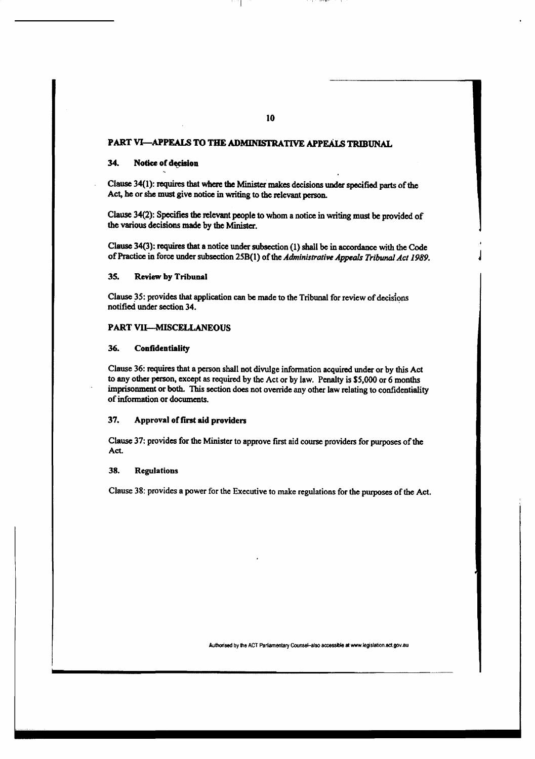## PART VI—APPEALS TO THE ADMINISTRATIVE APPEALS TRIBUNAL

### 34. Notice of decision

Clause 34(1): requires that where the Minister makes decisions under specified parts of the Act, he or she must give notice in writing to the relevant person.

Clause 34(2): Specifies the relevant people to whom a notice in writing must be provided of the various decisions made by the Minister.

Clause 34(3): requires that a notice under subsection (1) shall be in accordance with the Code of Practice in force under subsection 25B(1) of the *Administrative Appeals Tribunal Act 1989*.

### 35. Review by Tribunal

Clause 35: provides that application can be made to the Tribunal for review of decisions notified under section 34.

## PART VII—MISCELLANEOUS

### 36. Confidentiality

Clause 36: requires that a person shall not divulge information acquired under or by this Act to any other person, except as required by the Act or by law. Penalty is $5,000 or 6 months imprisonment or both. This section does not override any other law relating to confidentiality of information or documents.

### 37. Approval of first aid providers

Clause 37: provides for the Minister to approve first aid course providers for purposes of the Act.

### 38. Regulations

Clause 38: provides a power for the Executive to make regulations for the purposes of the Act.

Authorised by the ACT Parliamentary Counsel–also accessible at www.legislation.act.gov.au